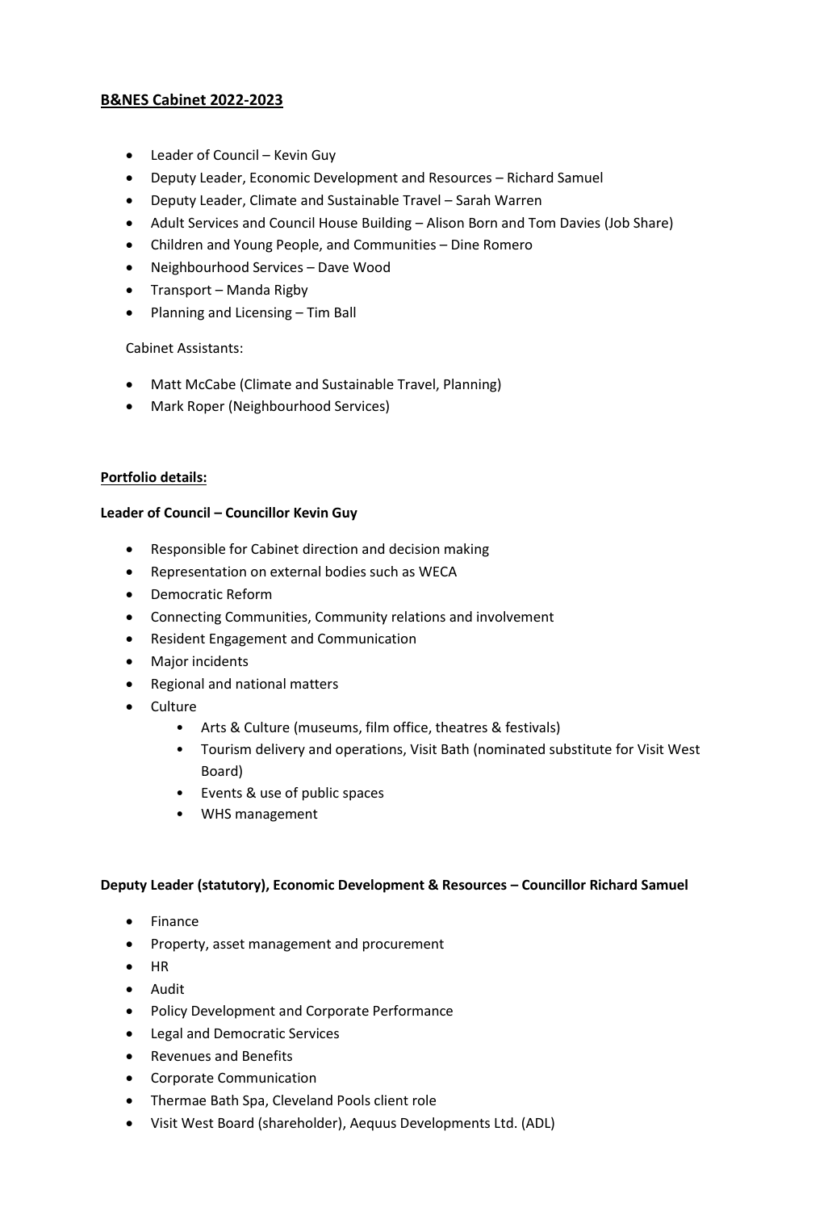**B&NES Cabinet 2022-2023**

- Leader of Council – Kevin Guy
- Deputy Leader, Economic Development and Resources – Richard Samuel
- Deputy Leader, Climate and Sustainable Travel – Sarah Warren
- Adult Services and Council House Building – Alison Born and Tom Davies (Job Share)
- Children and Young People, and Communities – Dine Romero
- Neighbourhood Services – Dave Wood
- Transport – Manda Rigby
- Planning and Licensing – Tim Ball

Cabinet Assistants:

- Matt McCabe (Climate and Sustainable Travel, Planning)
- Mark Roper (Neighbourhood Services)

**Portfolio details:**

**Leader of Council – Councillor Kevin Guy**

- Responsible for Cabinet direction and decision making
- Representation on external bodies such as WECA
- Democratic Reform
- Connecting Communities, Community relations and involvement
- Resident Engagement and Communication
- Major incidents
- Regional and national matters
- Culture
    - Arts & Culture (museums, film office, theatres & festivals)
    - Tourism delivery and operations, Visit Bath (nominated substitute for Visit West Board)
    - Events & use of public spaces
    - WHS management

**Deputy Leader (statutory), Economic Development & Resources – Councillor Richard Samuel**

- Finance
- Property, asset management and procurement
- HR
- Audit
- Policy Development and Corporate Performance
- Legal and Democratic Services
- Revenues and Benefits
- Corporate Communication
- Thermae Bath Spa, Cleveland Pools client role
- Visit West Board (shareholder), Aequus Developments Ltd. (ADL)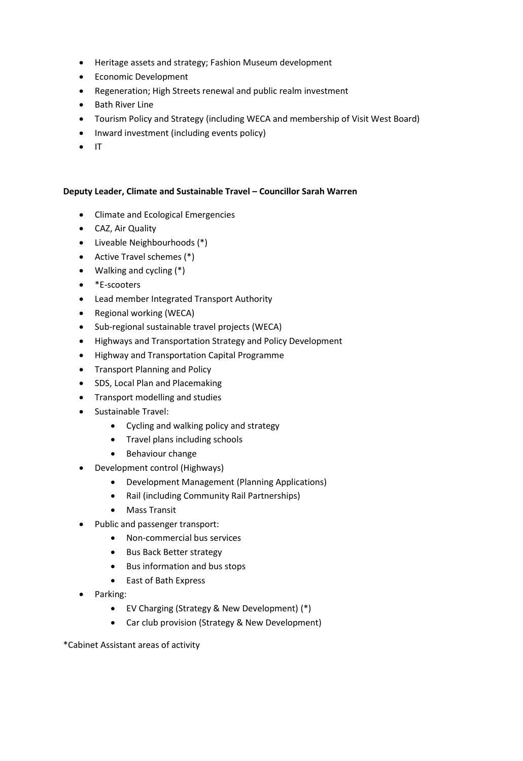- Heritage assets and strategy; Fashion Museum development
- Economic Development
- Regeneration; High Streets renewal and public realm investment
- Bath River Line
- Tourism Policy and Strategy (including WECA and membership of Visit West Board)
- Inward investment (including events policy)
- IT

**Deputy Leader, Climate and Sustainable Travel – Councillor Sarah Warren**

- Climate and Ecological Emergencies
- CAZ, Air Quality
- Liveable Neighbourhoods (*)
- Active Travel schemes (*)
- Walking and cycling (*)
- *E-scooters
- Lead member Integrated Transport Authority
- Regional working (WECA)
- Sub-regional sustainable travel projects (WECA)
- Highways and Transportation Strategy and Policy Development
- Highway and Transportation Capital Programme
- Transport Planning and Policy
- SDS, Local Plan and Placemaking
- Transport modelling and studies
- Sustainable Travel:
    - Cycling and walking policy and strategy
    - Travel plans including schools
    - Behaviour change
- Development control (Highways)
    - Development Management (Planning Applications)
    - Rail (including Community Rail Partnerships)
    - Mass Transit
- Public and passenger transport:
    - Non-commercial bus services
    - Bus Back Better strategy
    - Bus information and bus stops
    - East of Bath Express
- Parking:
    - EV Charging (Strategy & New Development) (*)
    - Car club provision (Strategy & New Development)

*Cabinet Assistant areas of activity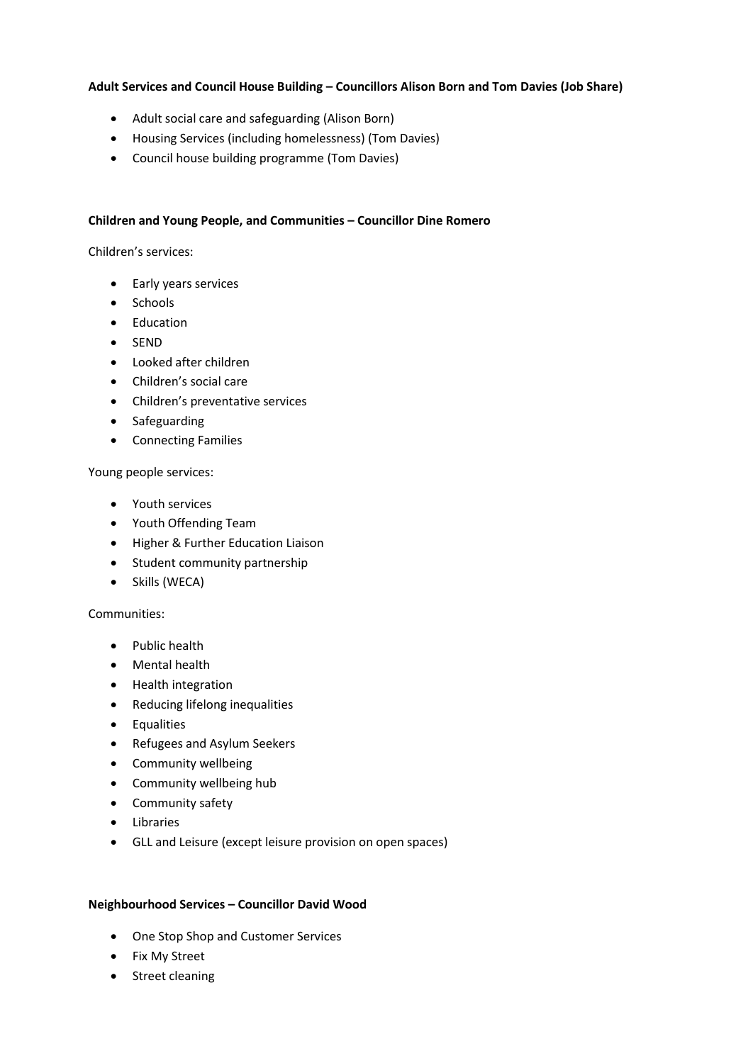**Adult Services and Council House Building – Councillors Alison Born and Tom Davies (Job Share)**

- Adult social care and safeguarding (Alison Born)
- Housing Services (including homelessness) (Tom Davies)
- Council house building programme (Tom Davies)

**Children and Young People, and Communities – Councillor Dine Romero**

Children's services:

- Early years services
- Schools
- Education
- SEND
- Looked after children
- Children's social care
- Children's preventative services
- Safeguarding
- Connecting Families

Young people services:

- Youth services
- Youth Offending Team
- Higher & Further Education Liaison
- Student community partnership
- Skills (WECA)

Communities:

- Public health
- Mental health
- Health integration
- Reducing lifelong inequalities
- Equalities
- Refugees and Asylum Seekers
- Community wellbeing
- Community wellbeing hub
- Community safety
- Libraries
- GLL and Leisure (except leisure provision on open spaces)

**Neighbourhood Services – Councillor David Wood**

- One Stop Shop and Customer Services
- Fix My Street
- Street cleaning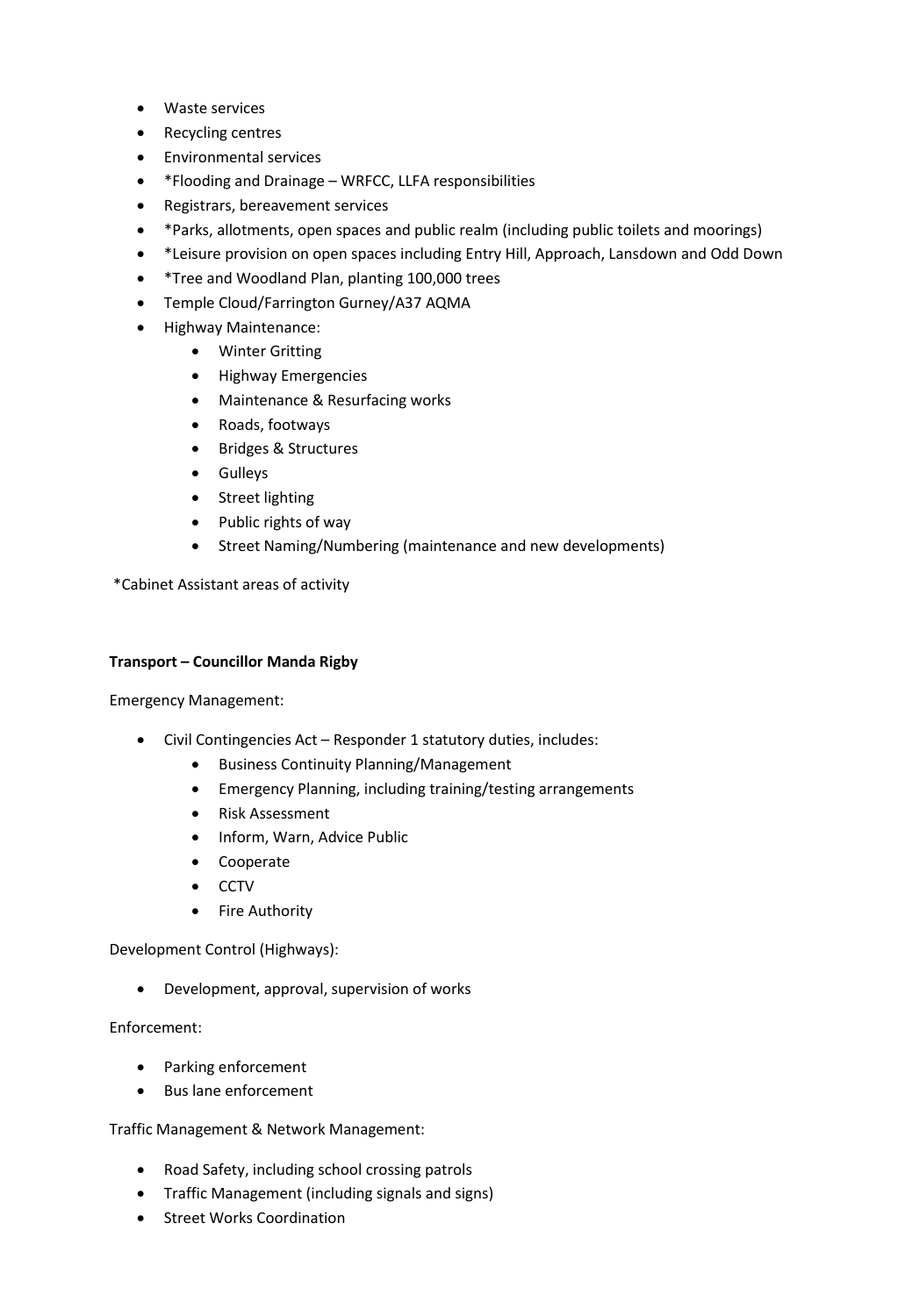- Waste services
- Recycling centres
- Environmental services
- *Flooding and Drainage – WRFCC, LLFA responsibilities
- Registrars, bereavement services
- *Parks, allotments, open spaces and public realm (including public toilets and moorings)
- *Leisure provision on open spaces including Entry Hill, Approach, Lansdown and Odd Down
- *Tree and Woodland Plan, planting 100,000 trees
- Temple Cloud/Farrington Gurney/A37 AQMA
- Highway Maintenance:
    - Winter Gritting
    - Highway Emergencies
    - Maintenance & Resurfacing works
    - Roads, footways
    - Bridges & Structures
    - Gulleys
    - Street lighting
    - Public rights of way
    - Street Naming/Numbering (maintenance and new developments)

*Cabinet Assistant areas of activity

**Transport – Councillor Manda Rigby**

Emergency Management:

- Civil Contingencies Act – Responder 1 statutory duties, includes:
    - Business Continuity Planning/Management
    - Emergency Planning, including training/testing arrangements
    - Risk Assessment
    - Inform, Warn, Advice Public
    - Cooperate
    - CCTV
    - Fire Authority

Development Control (Highways):

- Development, approval, supervision of works

Enforcement:

- Parking enforcement
- Bus lane enforcement

Traffic Management & Network Management:

- Road Safety, including school crossing patrols
- Traffic Management (including signals and signs)
- Street Works Coordination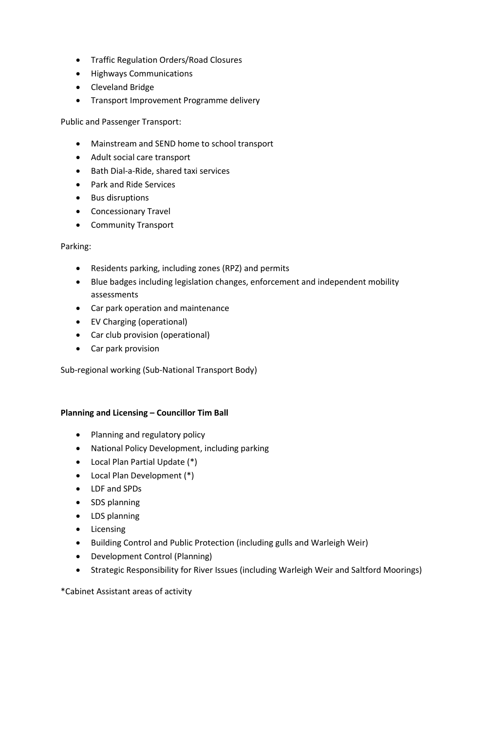- Traffic Regulation Orders/Road Closures
- Highways Communications
- Cleveland Bridge
- Transport Improvement Programme delivery

Public and Passenger Transport:

- Mainstream and SEND home to school transport
- Adult social care transport
- Bath Dial-a-Ride, shared taxi services
- Park and Ride Services
- Bus disruptions
- Concessionary Travel
- Community Transport

Parking:

- Residents parking, including zones (RPZ) and permits
- Blue badges including legislation changes, enforcement and independent mobility assessments
- Car park operation and maintenance
- EV Charging (operational)
- Car club provision (operational)
- Car park provision

Sub-regional working (Sub-National Transport Body)

**Planning and Licensing – Councillor Tim Ball**

- Planning and regulatory policy
- National Policy Development, including parking
- Local Plan Partial Update (*)
- Local Plan Development (*)
- LDF and SPDs
- SDS planning
- LDS planning
- Licensing
- Building Control and Public Protection (including gulls and Warleigh Weir)
- Development Control (Planning)
- Strategic Responsibility for River Issues (including Warleigh Weir and Saltford Moorings)

*Cabinet Assistant areas of activity